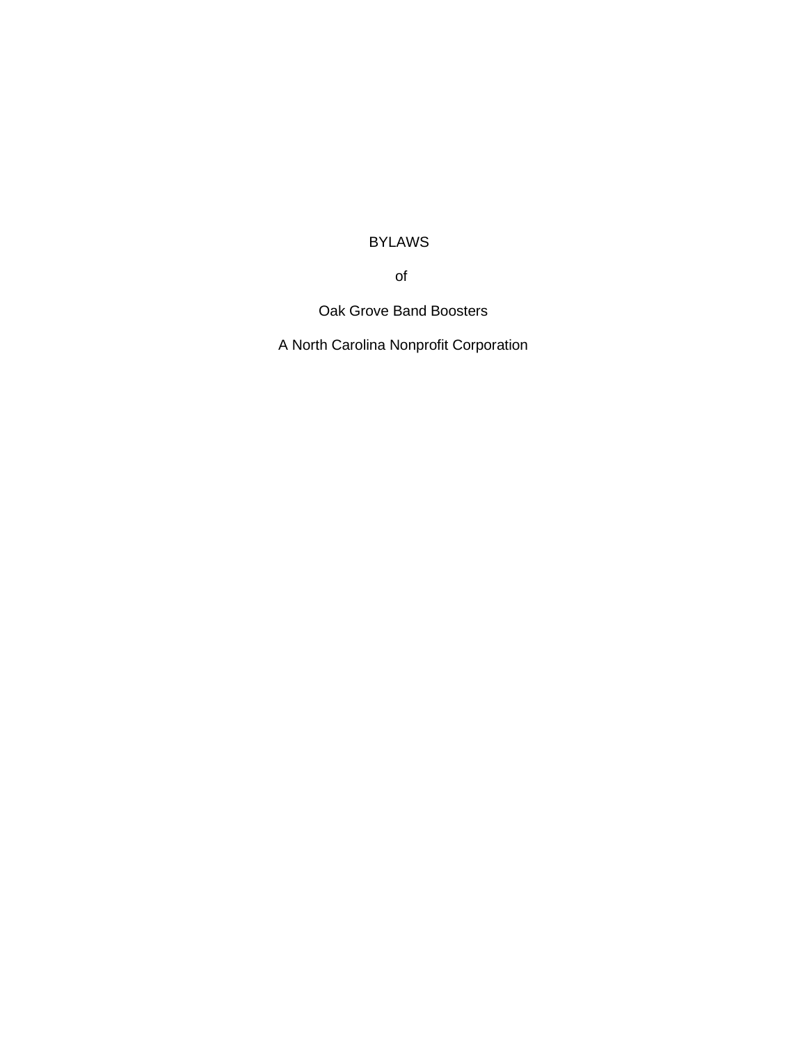# BYLAWS

of

Oak Grove Band Boosters

A North Carolina Nonprofit Corporation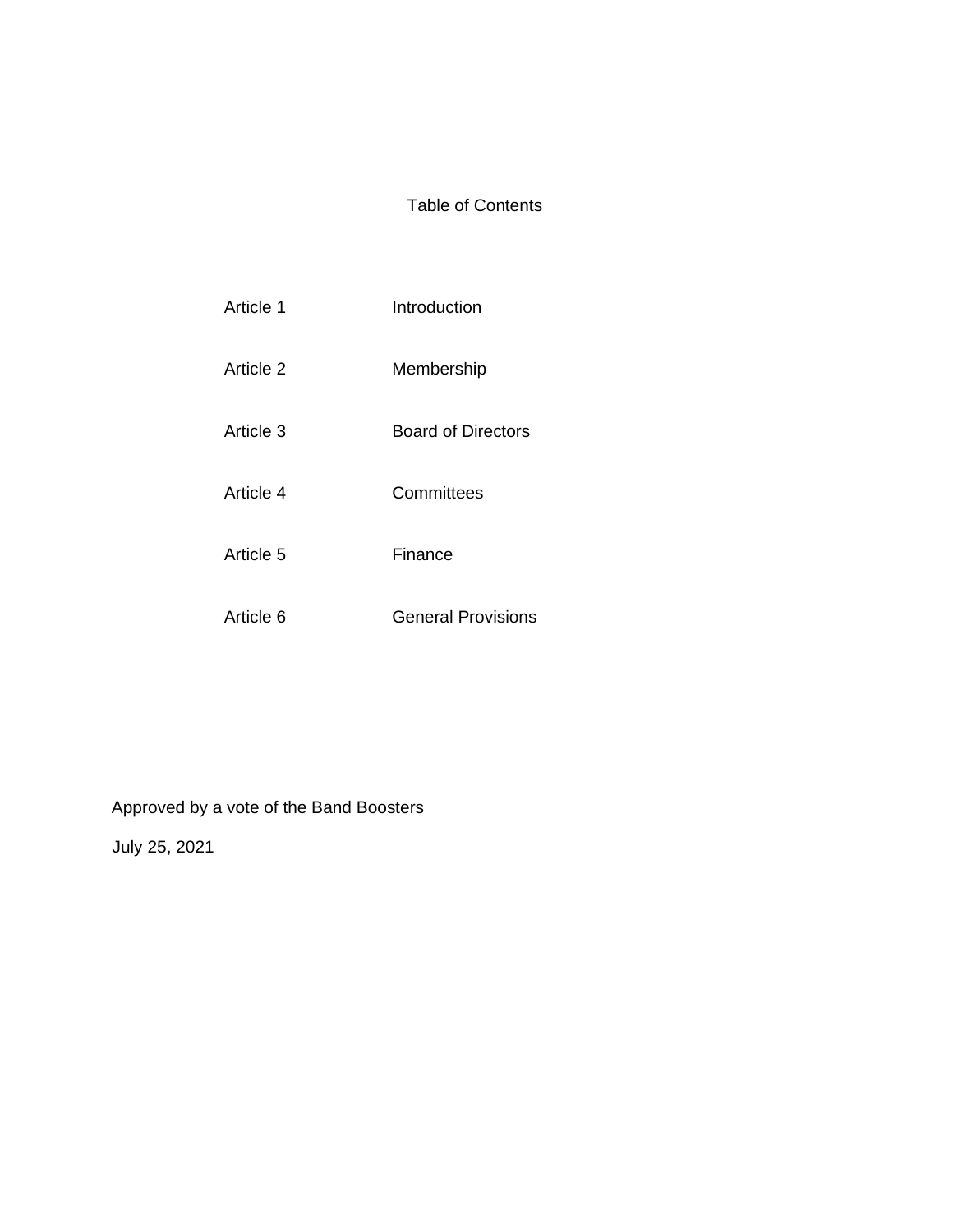# Table of Contents

| | |
|---|---|
| Article 1 | Introduction |
| Article 2 | Membership |
| Article 3 | Board of Directors |
| Article 4 | Committees |
| Article 5 | Finance |
| Article 6 | General Provisions |

Approved by a vote of the Band Boosters

July 25, 2021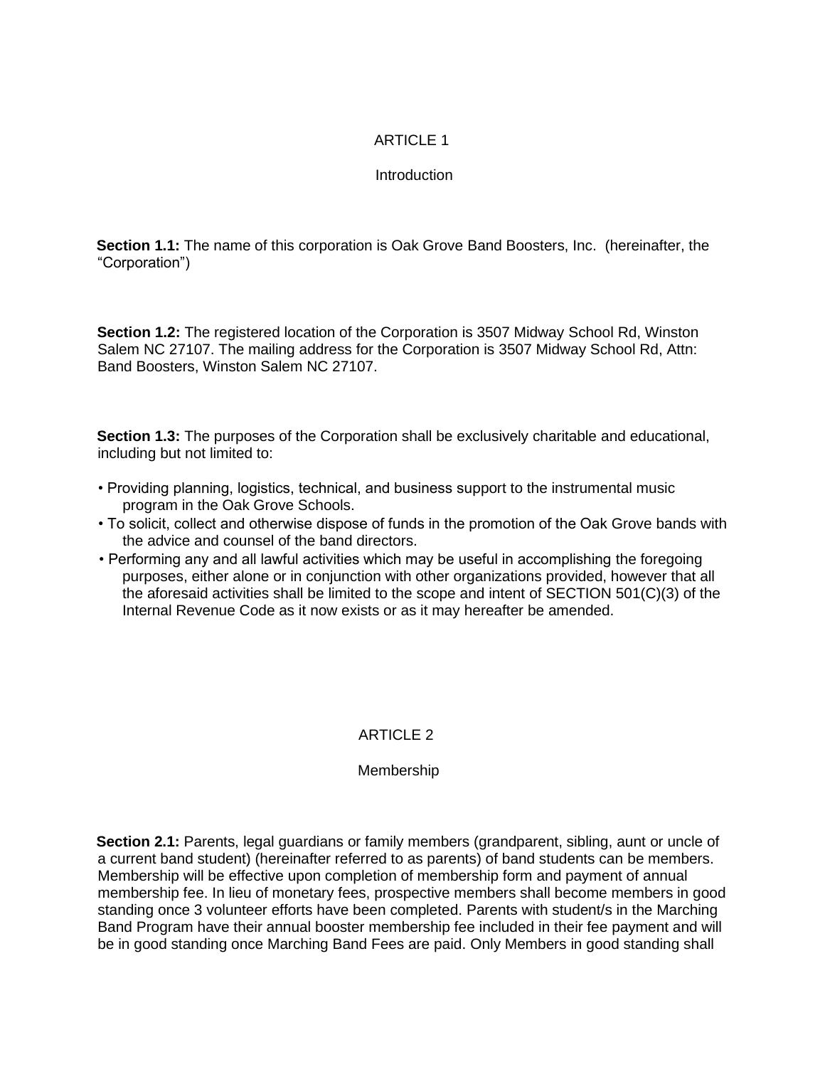## ARTICLE 1

### Introduction

**Section 1.1:** The name of this corporation is Oak Grove Band Boosters, Inc. (hereinafter, the "Corporation")

**Section 1.2:** The registered location of the Corporation is 3507 Midway School Rd, Winston Salem NC 27107. The mailing address for the Corporation is 3507 Midway School Rd, Attn: Band Boosters, Winston Salem NC 27107.

**Section 1.3:** The purposes of the Corporation shall be exclusively charitable and educational, including but not limited to:

- Providing planning, logistics, technical, and business support to the instrumental music program in the Oak Grove Schools.
- To solicit, collect and otherwise dispose of funds in the promotion of the Oak Grove bands with the advice and counsel of the band directors.
- Performing any and all lawful activities which may be useful in accomplishing the foregoing purposes, either alone or in conjunction with other organizations provided, however that all the aforesaid activities shall be limited to the scope and intent of SECTION 501(C)(3) of the Internal Revenue Code as it now exists or as it may hereafter be amended.

## ARTICLE 2

### Membership

**Section 2.1:** Parents, legal guardians or family members (grandparent, sibling, aunt or uncle of a current band student) (hereinafter referred to as parents) of band students can be members. Membership will be effective upon completion of membership form and payment of annual membership fee. In lieu of monetary fees, prospective members shall become members in good standing once 3 volunteer efforts have been completed. Parents with student/s in the Marching Band Program have their annual booster membership fee included in their fee payment and will be in good standing once Marching Band Fees are paid. Only Members in good standing shall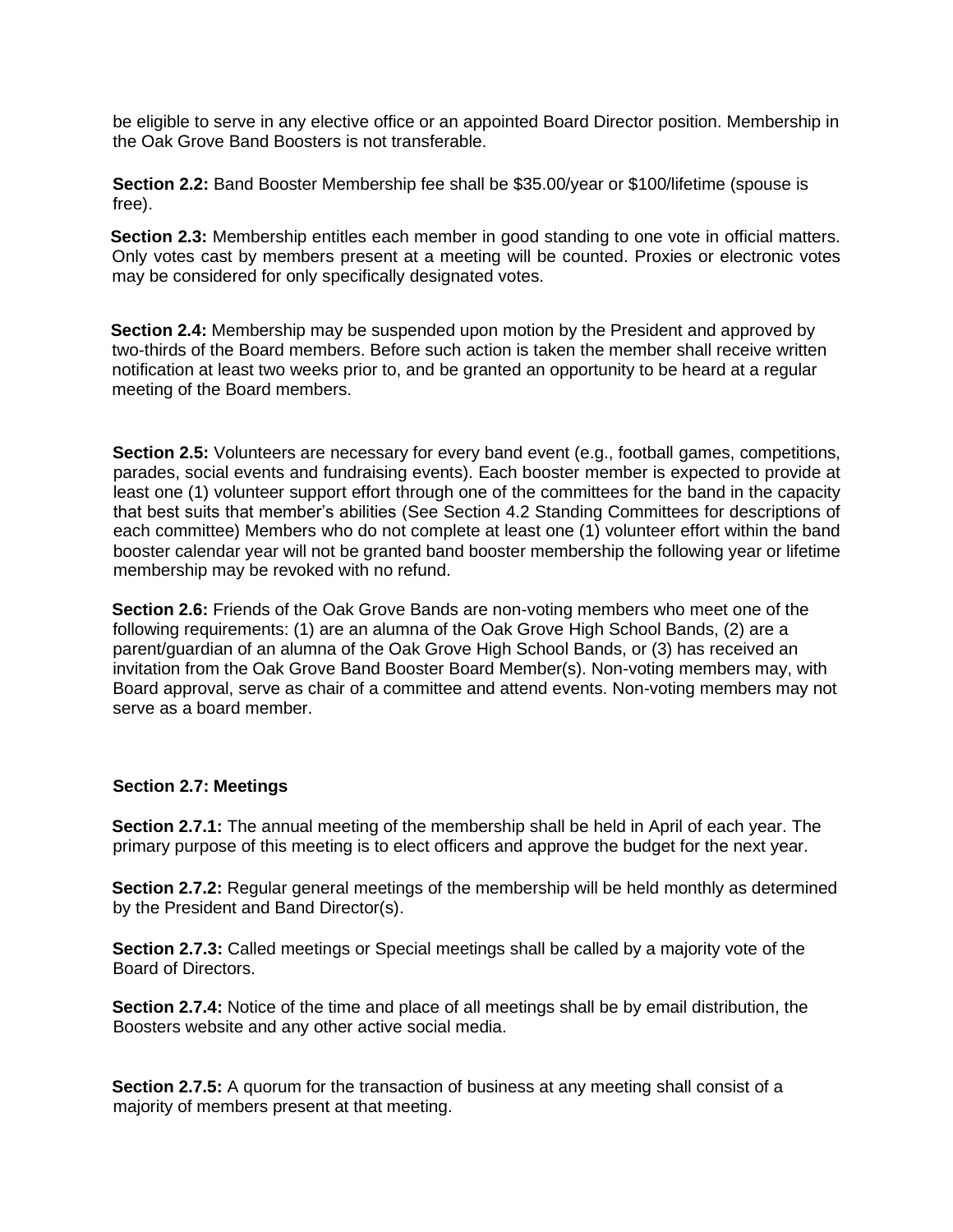be eligible to serve in any elective office or an appointed Board Director position. Membership in the Oak Grove Band Boosters is not transferable.

**Section 2.2:** Band Booster Membership fee shall be $35.00/year or $100/lifetime (spouse is free).

**Section 2.3:** Membership entitles each member in good standing to one vote in official matters. Only votes cast by members present at a meeting will be counted. Proxies or electronic votes may be considered for only specifically designated votes.

**Section 2.4:** Membership may be suspended upon motion by the President and approved by two-thirds of the Board members. Before such action is taken the member shall receive written notification at least two weeks prior to, and be granted an opportunity to be heard at a regular meeting of the Board members.

**Section 2.5:** Volunteers are necessary for every band event (e.g., football games, competitions, parades, social events and fundraising events). Each booster member is expected to provide at least one (1) volunteer support effort through one of the committees for the band in the capacity that best suits that member's abilities (See Section 4.2 Standing Committees for descriptions of each committee) Members who do not complete at least one (1) volunteer effort within the band booster calendar year will not be granted band booster membership the following year or lifetime membership may be revoked with no refund.

**Section 2.6:** Friends of the Oak Grove Bands are non-voting members who meet one of the following requirements: (1) are an alumna of the Oak Grove High School Bands, (2) are a parent/guardian of an alumna of the Oak Grove High School Bands, or (3) has received an invitation from the Oak Grove Band Booster Board Member(s). Non-voting members may, with Board approval, serve as chair of a committee and attend events. Non-voting members may not serve as a board member.

**Section 2.7: Meetings**

**Section 2.7.1:** The annual meeting of the membership shall be held in April of each year. The primary purpose of this meeting is to elect officers and approve the budget for the next year.

**Section 2.7.2:** Regular general meetings of the membership will be held monthly as determined by the President and Band Director(s).

**Section 2.7.3:** Called meetings or Special meetings shall be called by a majority vote of the Board of Directors.

**Section 2.7.4:** Notice of the time and place of all meetings shall be by email distribution, the Boosters website and any other active social media.

**Section 2.7.5:** A quorum for the transaction of business at any meeting shall consist of a majority of members present at that meeting.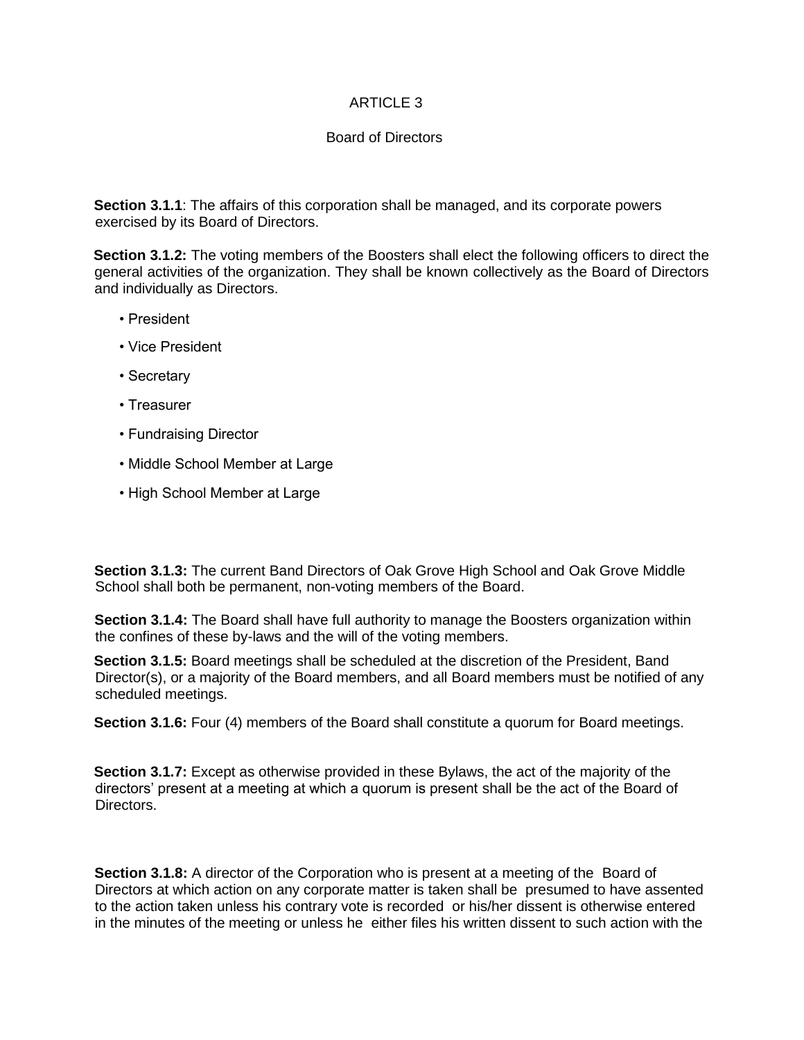# ARTICLE 3

## Board of Directors

**Section 3.1.1**: The affairs of this corporation shall be managed, and its corporate powers exercised by its Board of Directors.

**Section 3.1.2:** The voting members of the Boosters shall elect the following officers to direct the general activities of the organization. They shall be known collectively as the Board of Directors and individually as Directors.

- President
- Vice President
- Secretary
- Treasurer
- Fundraising Director
- Middle School Member at Large
- High School Member at Large

**Section 3.1.3:** The current Band Directors of Oak Grove High School and Oak Grove Middle School shall both be permanent, non-voting members of the Board.

**Section 3.1.4:** The Board shall have full authority to manage the Boosters organization within the confines of these by-laws and the will of the voting members.

**Section 3.1.5:** Board meetings shall be scheduled at the discretion of the President, Band Director(s), or a majority of the Board members, and all Board members must be notified of any scheduled meetings.

**Section 3.1.6:** Four (4) members of the Board shall constitute a quorum for Board meetings.

**Section 3.1.7:** Except as otherwise provided in these Bylaws, the act of the majority of the directors' present at a meeting at which a quorum is present shall be the act of the Board of Directors.

**Section 3.1.8:** A director of the Corporation who is present at a meeting of the Board of Directors at which action on any corporate matter is taken shall be presumed to have assented to the action taken unless his contrary vote is recorded or his/her dissent is otherwise entered in the minutes of the meeting or unless he either files his written dissent to such action with the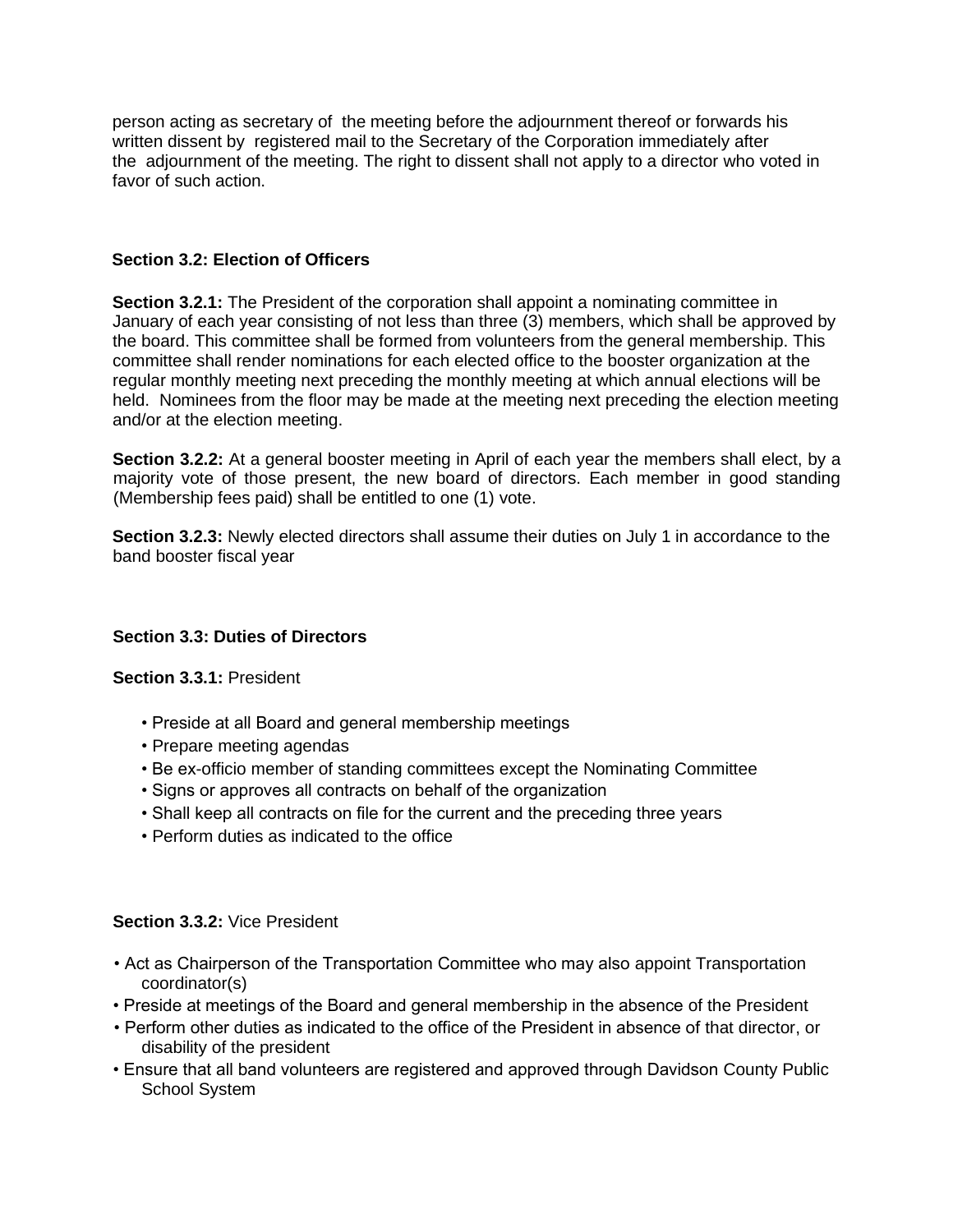person acting as secretary of the meeting before the adjournment thereof or forwards his written dissent by registered mail to the Secretary of the Corporation immediately after the adjournment of the meeting. The right to dissent shall not apply to a director who voted in favor of such action.

### Section 3.2: Election of Officers

**Section 3.2.1:** The President of the corporation shall appoint a nominating committee in January of each year consisting of not less than three (3) members, which shall be approved by the board. This committee shall be formed from volunteers from the general membership. This committee shall render nominations for each elected office to the booster organization at the regular monthly meeting next preceding the monthly meeting at which annual elections will be held. Nominees from the floor may be made at the meeting next preceding the election meeting and/or at the election meeting.

**Section 3.2.2:** At a general booster meeting in April of each year the members shall elect, by a majority vote of those present, the new board of directors. Each member in good standing (Membership fees paid) shall be entitled to one (1) vote.

**Section 3.2.3:** Newly elected directors shall assume their duties on July 1 in accordance to the band booster fiscal year

### Section 3.3: Duties of Directors

**Section 3.3.1:** President

- Preside at all Board and general membership meetings
- Prepare meeting agendas
- Be ex-officio member of standing committees except the Nominating Committee
- Signs or approves all contracts on behalf of the organization
- Shall keep all contracts on file for the current and the preceding three years
- Perform duties as indicated to the office

**Section 3.3.2:** Vice President

- Act as Chairperson of the Transportation Committee who may also appoint Transportation coordinator(s)
- Preside at meetings of the Board and general membership in the absence of the President
- Perform other duties as indicated to the office of the President in absence of that director, or disability of the president
- Ensure that all band volunteers are registered and approved through Davidson County Public School System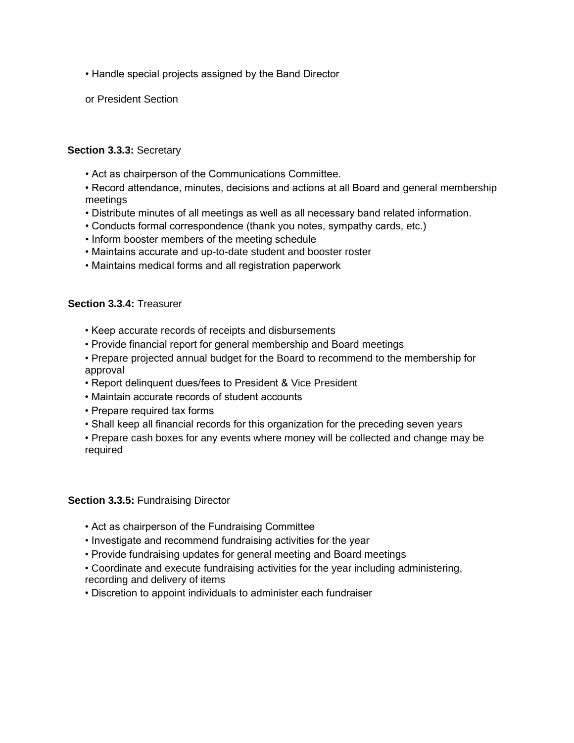• Handle special projects assigned by the Band Director

or President Section

**Section 3.3.3:** Secretary

• Act as chairperson of the Communications Committee.
• Record attendance, minutes, decisions and actions at all Board and general membership meetings
• Distribute minutes of all meetings as well as all necessary band related information.
• Conducts formal correspondence (thank you notes, sympathy cards, etc.)
• Inform booster members of the meeting schedule
• Maintains accurate and up-to-date student and booster roster
• Maintains medical forms and all registration paperwork

**Section 3.3.4:** Treasurer

• Keep accurate records of receipts and disbursements
• Provide financial report for general membership and Board meetings
• Prepare projected annual budget for the Board to recommend to the membership for approval
• Report delinquent dues/fees to President & Vice President
• Maintain accurate records of student accounts
• Prepare required tax forms
• Shall keep all financial records for this organization for the preceding seven years
• Prepare cash boxes for any events where money will be collected and change may be required

**Section 3.3.5:** Fundraising Director

• Act as chairperson of the Fundraising Committee
• Investigate and recommend fundraising activities for the year
• Provide fundraising updates for general meeting and Board meetings
• Coordinate and execute fundraising activities for the year including administering, recording and delivery of items
• Discretion to appoint individuals to administer each fundraiser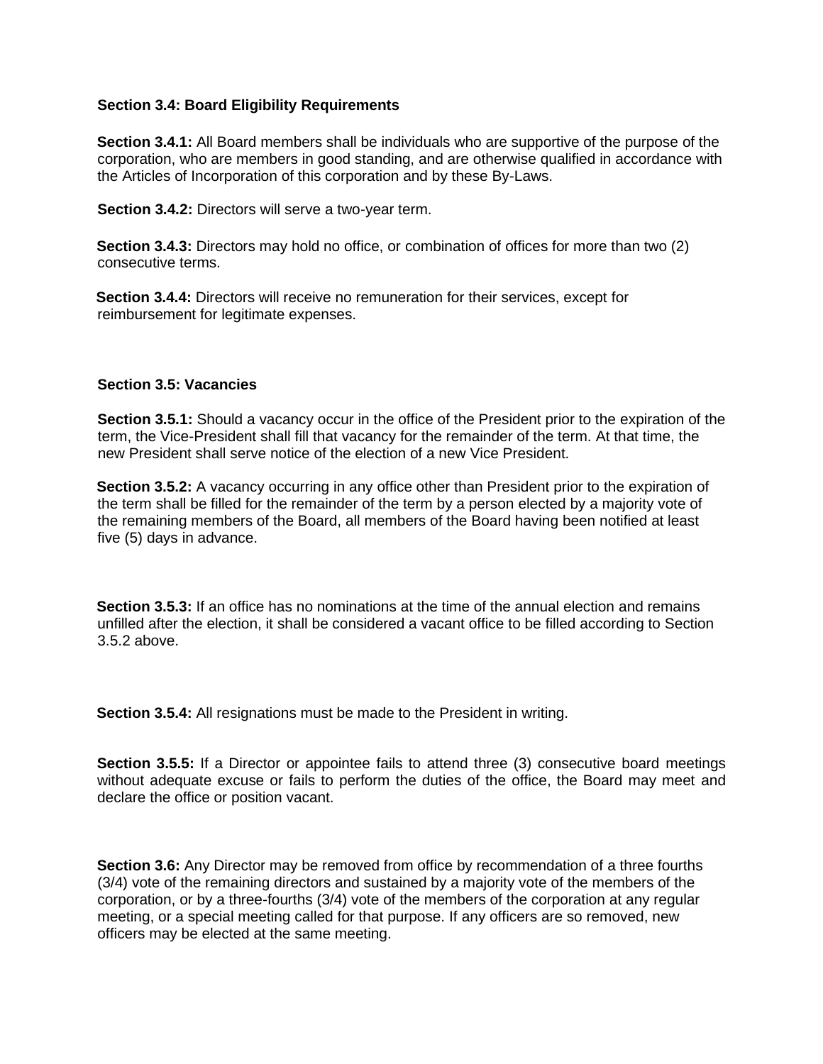**Section 3.4: Board Eligibility Requirements**

**Section 3.4.1:** All Board members shall be individuals who are supportive of the purpose of the corporation, who are members in good standing, and are otherwise qualified in accordance with the Articles of Incorporation of this corporation and by these By-Laws.

**Section 3.4.2:** Directors will serve a two-year term.

**Section 3.4.3:** Directors may hold no office, or combination of offices for more than two (2) consecutive terms.

**Section 3.4.4:** Directors will receive no remuneration for their services, except for reimbursement for legitimate expenses.

**Section 3.5: Vacancies**

**Section 3.5.1:** Should a vacancy occur in the office of the President prior to the expiration of the term, the Vice-President shall fill that vacancy for the remainder of the term. At that time, the new President shall serve notice of the election of a new Vice President.

**Section 3.5.2:** A vacancy occurring in any office other than President prior to the expiration of the term shall be filled for the remainder of the term by a person elected by a majority vote of the remaining members of the Board, all members of the Board having been notified at least five (5) days in advance.

**Section 3.5.3:** If an office has no nominations at the time of the annual election and remains unfilled after the election, it shall be considered a vacant office to be filled according to Section 3.5.2 above.

**Section 3.5.4:** All resignations must be made to the President in writing.

**Section 3.5.5:** If a Director or appointee fails to attend three (3) consecutive board meetings without adequate excuse or fails to perform the duties of the office, the Board may meet and declare the office or position vacant.

**Section 3.6:** Any Director may be removed from office by recommendation of a three fourths (3/4) vote of the remaining directors and sustained by a majority vote of the members of the corporation, or by a three-fourths (3/4) vote of the members of the corporation at any regular meeting, or a special meeting called for that purpose. If any officers are so removed, new officers may be elected at the same meeting.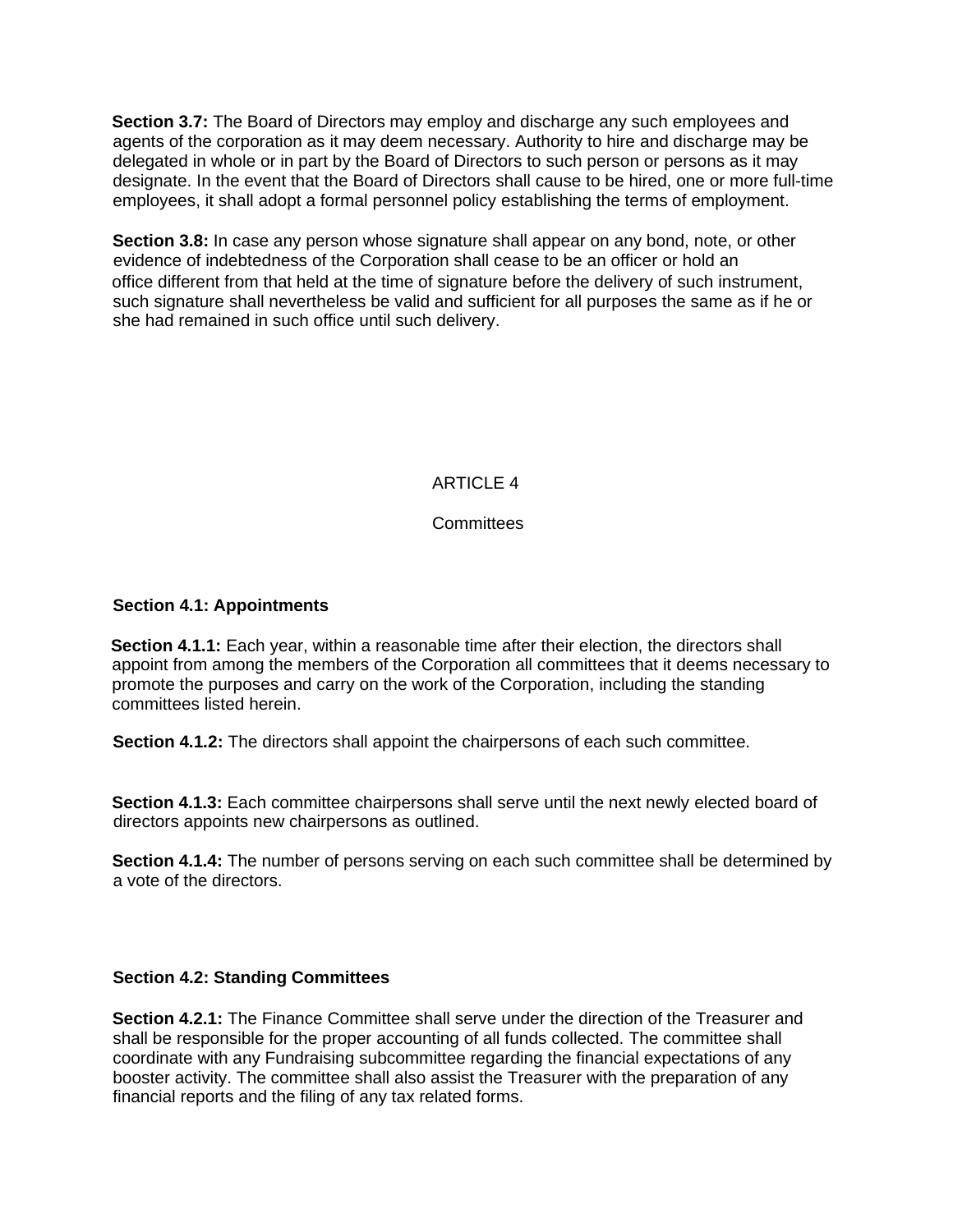**Section 3.7:** The Board of Directors may employ and discharge any such employees and agents of the corporation as it may deem necessary. Authority to hire and discharge may be delegated in whole or in part by the Board of Directors to such person or persons as it may designate. In the event that the Board of Directors shall cause to be hired, one or more full-time employees, it shall adopt a formal personnel policy establishing the terms of employment.

**Section 3.8:** In case any person whose signature shall appear on any bond, note, or other evidence of indebtedness of the Corporation shall cease to be an officer or hold an office different from that held at the time of signature before the delivery of such instrument, such signature shall nevertheless be valid and sufficient for all purposes the same as if he or she had remained in such office until such delivery.

## ARTICLE 4

## Committees

### Section 4.1: Appointments

**Section 4.1.1:** Each year, within a reasonable time after their election, the directors shall appoint from among the members of the Corporation all committees that it deems necessary to promote the purposes and carry on the work of the Corporation, including the standing committees listed herein.

**Section 4.1.2:** The directors shall appoint the chairpersons of each such committee.

**Section 4.1.3:** Each committee chairpersons shall serve until the next newly elected board of directors appoints new chairpersons as outlined.

**Section 4.1.4:** The number of persons serving on each such committee shall be determined by a vote of the directors.

### Section 4.2: Standing Committees

**Section 4.2.1:** The Finance Committee shall serve under the direction of the Treasurer and shall be responsible for the proper accounting of all funds collected. The committee shall coordinate with any Fundraising subcommittee regarding the financial expectations of any booster activity. The committee shall also assist the Treasurer with the preparation of any financial reports and the filing of any tax related forms.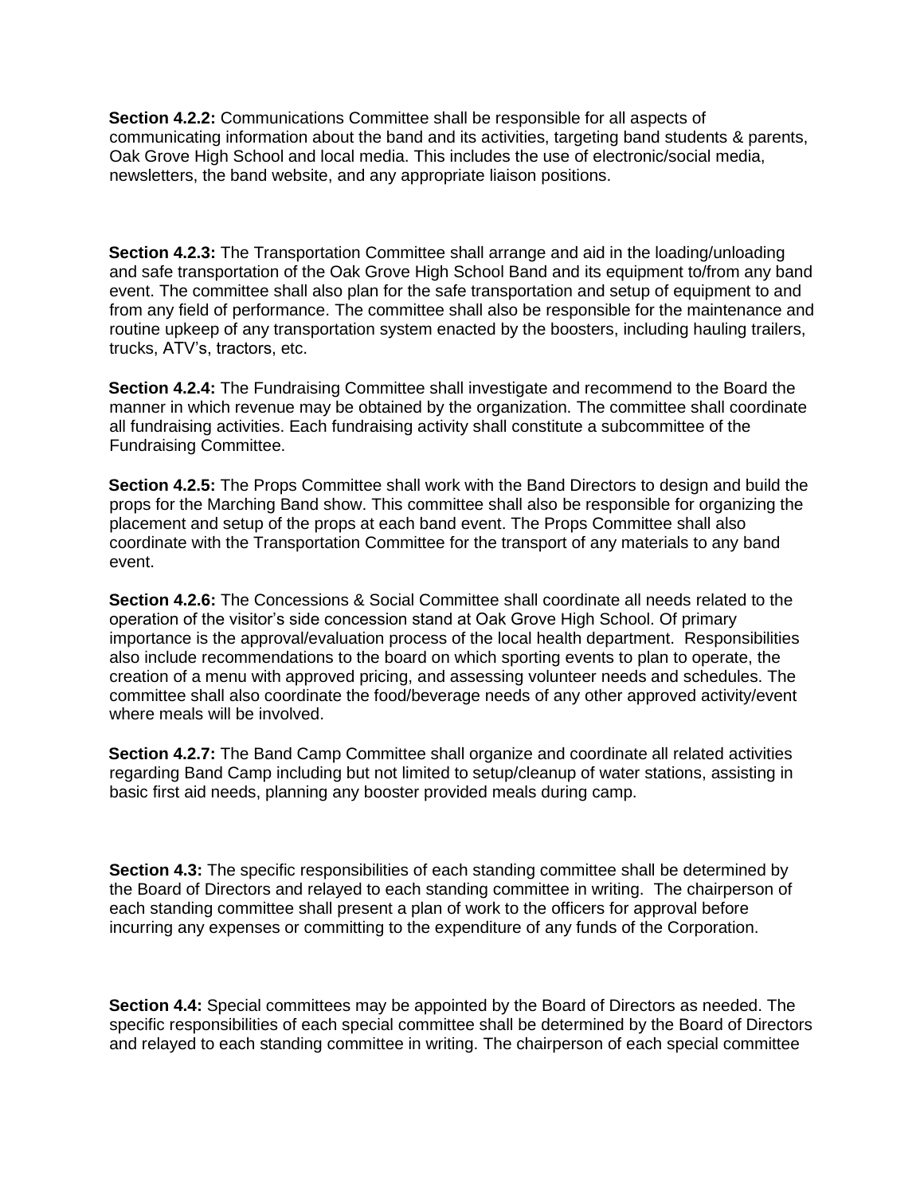**Section 4.2.2:** Communications Committee shall be responsible for all aspects of communicating information about the band and its activities, targeting band students & parents, Oak Grove High School and local media. This includes the use of electronic/social media, newsletters, the band website, and any appropriate liaison positions.

**Section 4.2.3:** The Transportation Committee shall arrange and aid in the loading/unloading and safe transportation of the Oak Grove High School Band and its equipment to/from any band event. The committee shall also plan for the safe transportation and setup of equipment to and from any field of performance. The committee shall also be responsible for the maintenance and routine upkeep of any transportation system enacted by the boosters, including hauling trailers, trucks, ATV's, tractors, etc.

**Section 4.2.4:** The Fundraising Committee shall investigate and recommend to the Board the manner in which revenue may be obtained by the organization. The committee shall coordinate all fundraising activities. Each fundraising activity shall constitute a subcommittee of the Fundraising Committee.

**Section 4.2.5:** The Props Committee shall work with the Band Directors to design and build the props for the Marching Band show. This committee shall also be responsible for organizing the placement and setup of the props at each band event. The Props Committee shall also coordinate with the Transportation Committee for the transport of any materials to any band event.

**Section 4.2.6:** The Concessions & Social Committee shall coordinate all needs related to the operation of the visitor's side concession stand at Oak Grove High School. Of primary importance is the approval/evaluation process of the local health department. Responsibilities also include recommendations to the board on which sporting events to plan to operate, the creation of a menu with approved pricing, and assessing volunteer needs and schedules. The committee shall also coordinate the food/beverage needs of any other approved activity/event where meals will be involved.

**Section 4.2.7:** The Band Camp Committee shall organize and coordinate all related activities regarding Band Camp including but not limited to setup/cleanup of water stations, assisting in basic first aid needs, planning any booster provided meals during camp.

**Section 4.3:** The specific responsibilities of each standing committee shall be determined by the Board of Directors and relayed to each standing committee in writing. The chairperson of each standing committee shall present a plan of work to the officers for approval before incurring any expenses or committing to the expenditure of any funds of the Corporation.

**Section 4.4:** Special committees may be appointed by the Board of Directors as needed. The specific responsibilities of each special committee shall be determined by the Board of Directors and relayed to each standing committee in writing. The chairperson of each special committee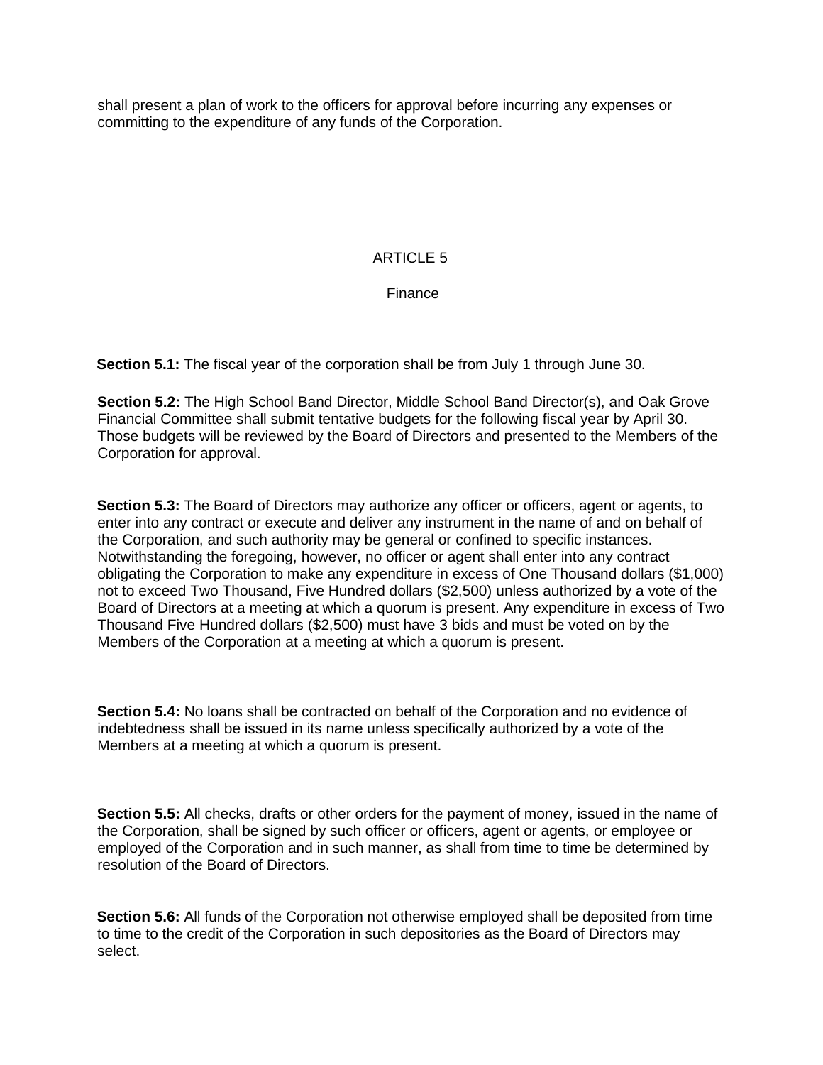shall present a plan of work to the officers for approval before incurring any expenses or committing to the expenditure of any funds of the Corporation.

# ARTICLE 5

## Finance

**Section 5.1:** The fiscal year of the corporation shall be from July 1 through June 30.

**Section 5.2:** The High School Band Director, Middle School Band Director(s), and Oak Grove Financial Committee shall submit tentative budgets for the following fiscal year by April 30. Those budgets will be reviewed by the Board of Directors and presented to the Members of the Corporation for approval.

**Section 5.3:** The Board of Directors may authorize any officer or officers, agent or agents, to enter into any contract or execute and deliver any instrument in the name of and on behalf of the Corporation, and such authority may be general or confined to specific instances. Notwithstanding the foregoing, however, no officer or agent shall enter into any contract obligating the Corporation to make any expenditure in excess of One Thousand dollars ($1,000) not to exceed Two Thousand, Five Hundred dollars ($2,500) unless authorized by a vote of the Board of Directors at a meeting at which a quorum is present. Any expenditure in excess of Two Thousand Five Hundred dollars ($2,500) must have 3 bids and must be voted on by the Members of the Corporation at a meeting at which a quorum is present.

**Section 5.4:** No loans shall be contracted on behalf of the Corporation and no evidence of indebtedness shall be issued in its name unless specifically authorized by a vote of the Members at a meeting at which a quorum is present.

**Section 5.5:** All checks, drafts or other orders for the payment of money, issued in the name of the Corporation, shall be signed by such officer or officers, agent or agents, or employee or employed of the Corporation and in such manner, as shall from time to time be determined by resolution of the Board of Directors.

**Section 5.6:** All funds of the Corporation not otherwise employed shall be deposited from time to time to the credit of the Corporation in such depositories as the Board of Directors may select.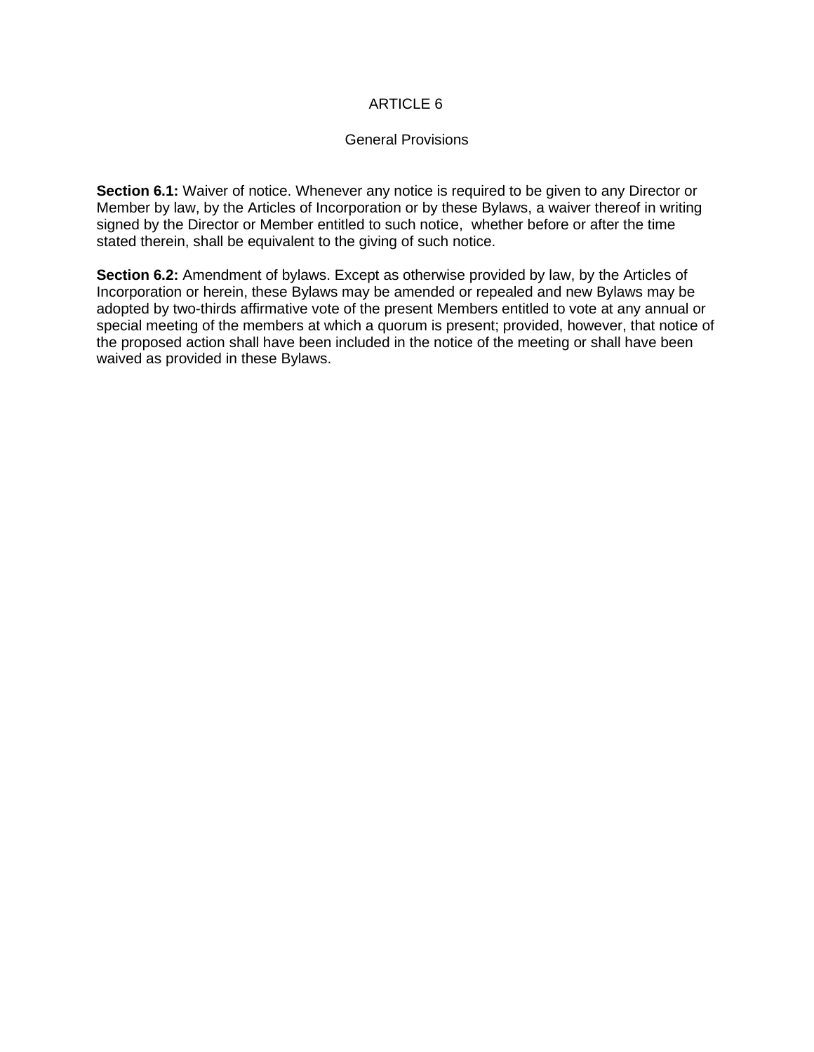# ARTICLE 6

## General Provisions

**Section 6.1:** Waiver of notice. Whenever any notice is required to be given to any Director or Member by law, by the Articles of Incorporation or by these Bylaws, a waiver thereof in writing signed by the Director or Member entitled to such notice, whether before or after the time stated therein, shall be equivalent to the giving of such notice.

**Section 6.2:** Amendment of bylaws. Except as otherwise provided by law, by the Articles of Incorporation or herein, these Bylaws may be amended or repealed and new Bylaws may be adopted by two-thirds affirmative vote of the present Members entitled to vote at any annual or special meeting of the members at which a quorum is present; provided, however, that notice of the proposed action shall have been included in the notice of the meeting or shall have been waived as provided in these Bylaws.